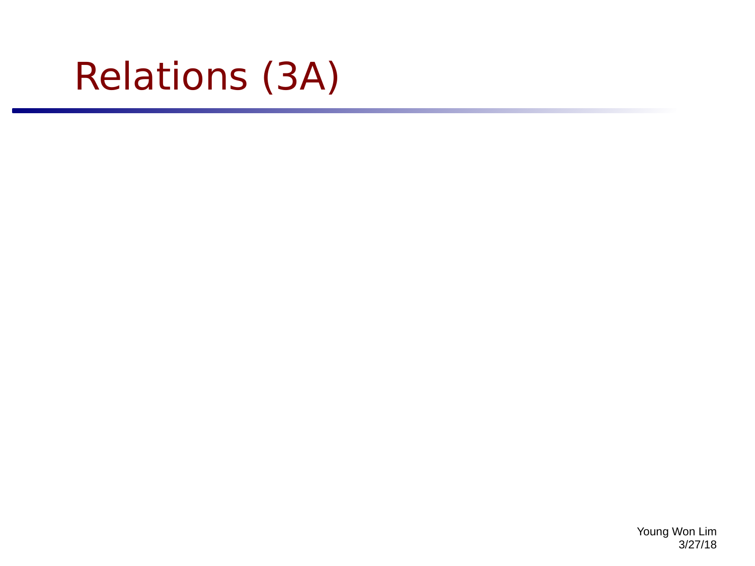# Relations (3A)

Young Won Lim
3/27/18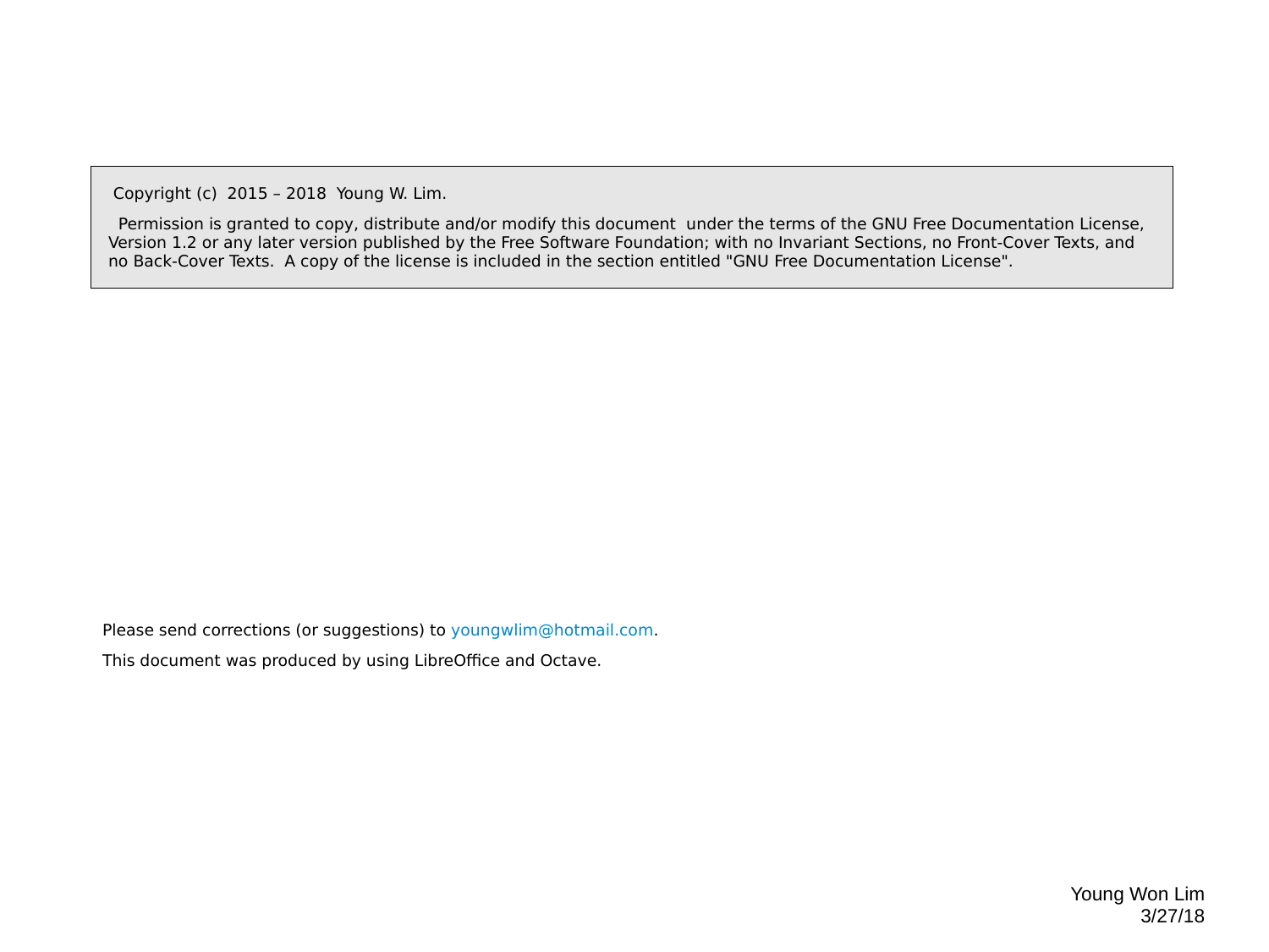Copyright (c) 2015 – 2018 Young W. Lim.

Permission is granted to copy, distribute and/or modify this document under the terms of the GNU Free Documentation License, Version 1.2 or any later version published by the Free Software Foundation; with no Invariant Sections, no Front-Cover Texts, and no Back-Cover Texts. A copy of the license is included in the section entitled "GNU Free Documentation License".

Please send corrections (or suggestions) to youngwlim@hotmail.com.

This document was produced by using LibreOffice and Octave.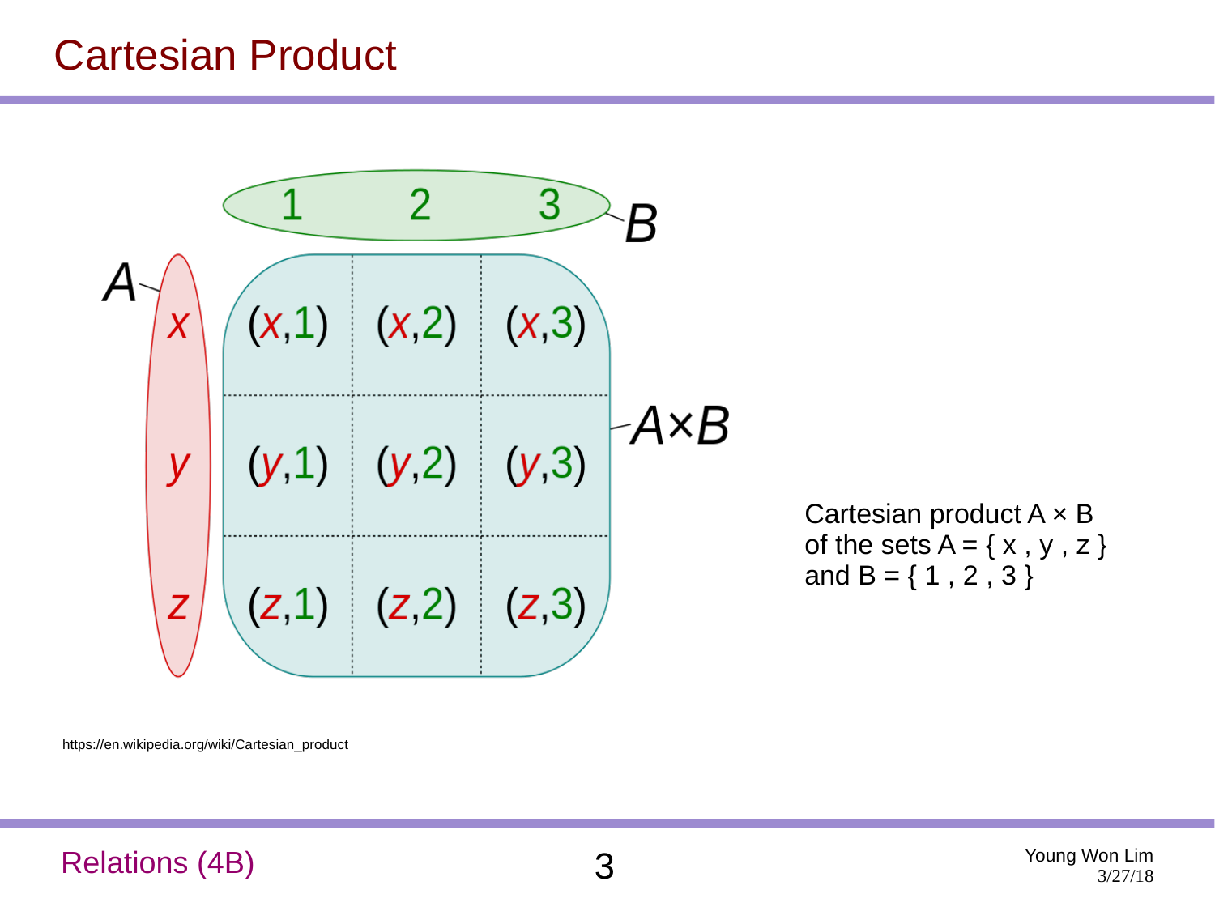# Cartesian Product

| | 1 | 2 | 3 |
|---|---|---|---|
| x | (x,1) | (x,2) | (x,3) |
| y | (y,1) | (y,2) | (y,3) |
| z | (z,1) | (z,2) | (z,3) |

Cartesian product A × B of the sets A = { x , y , z } and B = { 1 , 2 , 3 }

https://en.wikipedia.org/wiki/Cartesian_product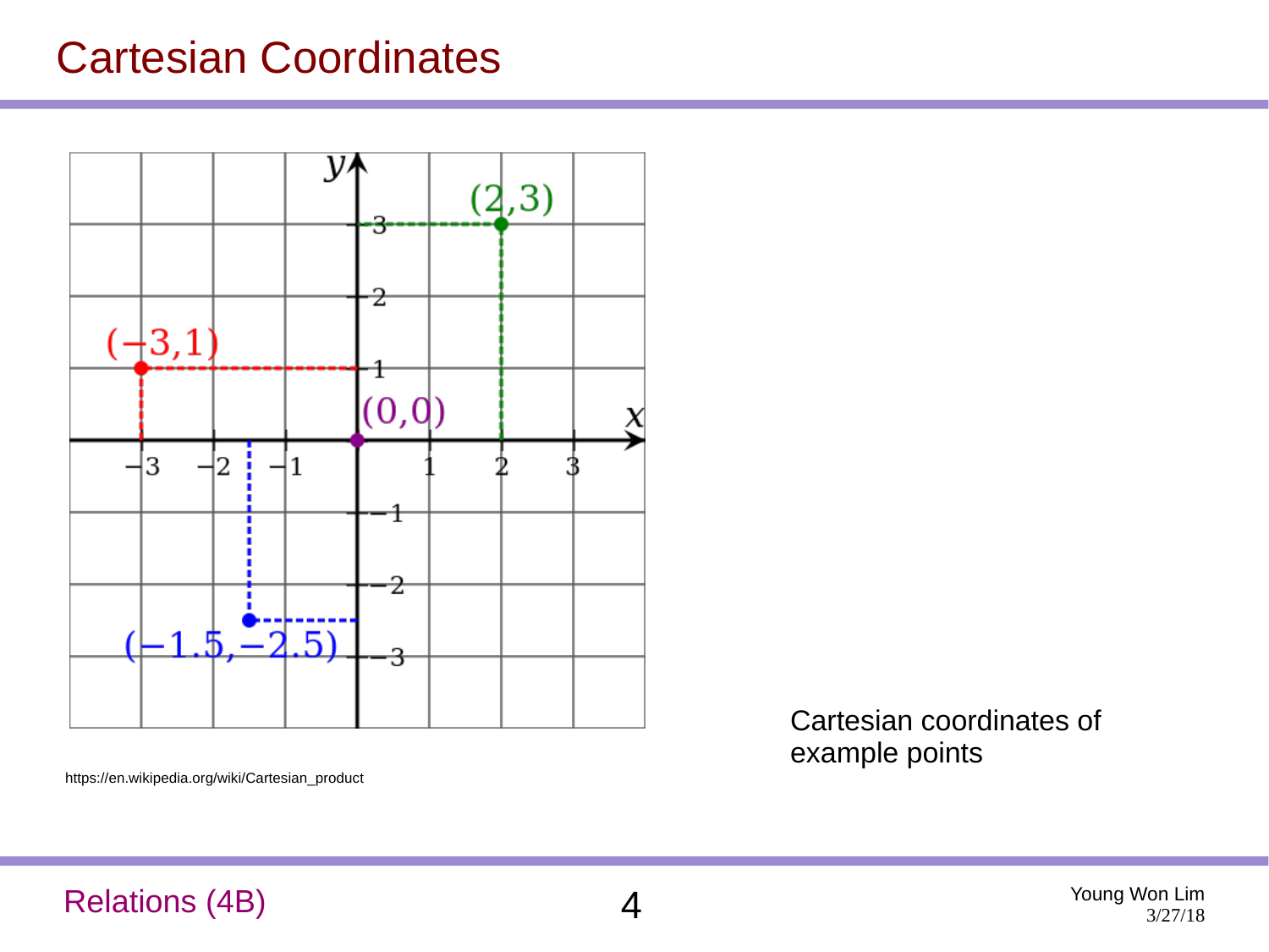# Cartesian Coordinates

https://en.wikipedia.org/wiki/Cartesian_product

Cartesian coordinates of example points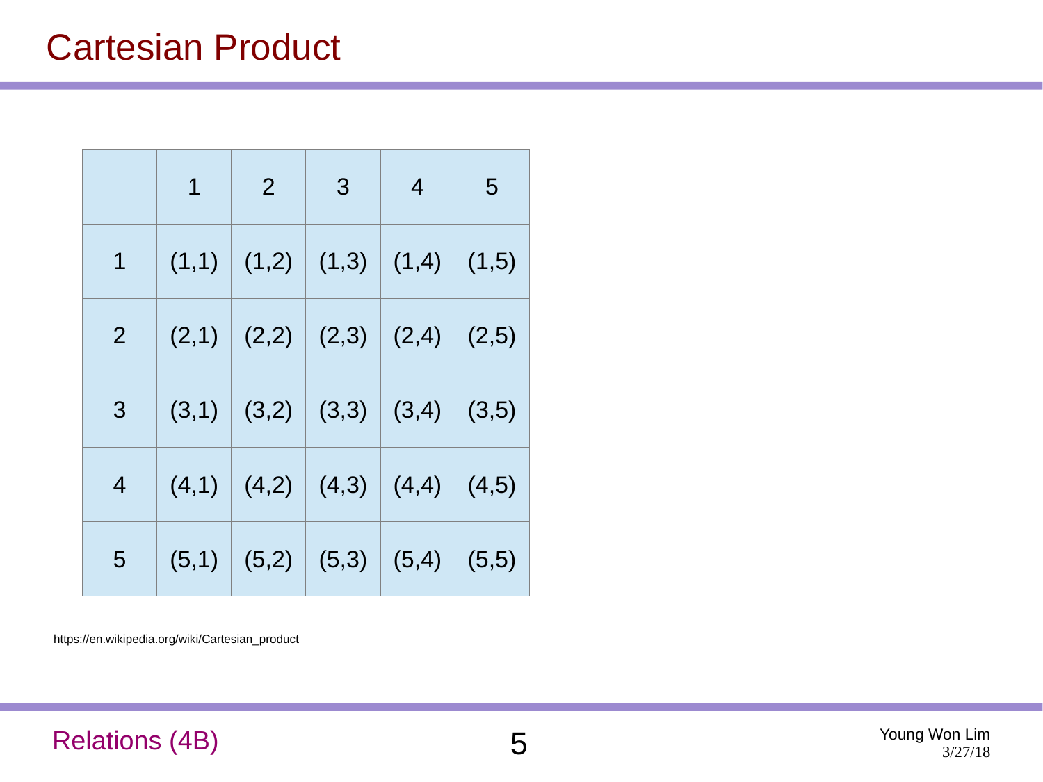# Cartesian Product

| | 1 | 2 | 3 | 4 | 5 |
|---|---|---|---|---|---|
| 1 | (1,1) | (1,2) | (1,3) | (1,4) | (1,5) |
| 2 | (2,1) | (2,2) | (2,3) | (2,4) | (2,5) |
| 3 | (3,1) | (3,2) | (3,3) | (3,4) | (3,5) |
| 4 | (4,1) | (4,2) | (4,3) | (4,4) | (4,5) |
| 5 | (5,1) | (5,2) | (5,3) | (5,4) | (5,5) |

https://en.wikipedia.org/wiki/Cartesian_product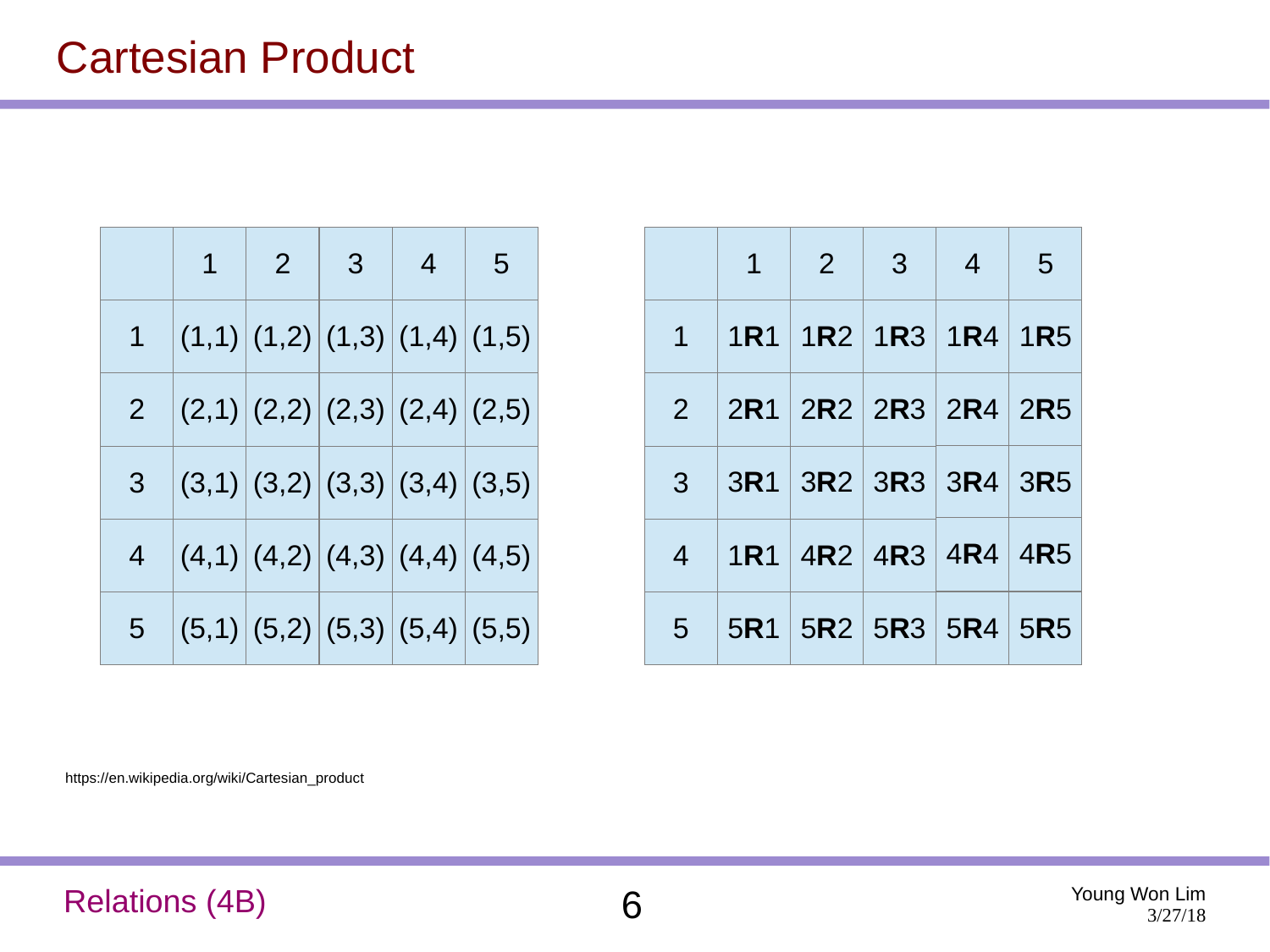# Cartesian Product

|   | 1 | 2 | 3 | 4 | 5 |
|---|---|---|---|---|---|
| 1 | (1,1) | (1,2) | (1,3) | (1,4) | (1,5) |
| 2 | (2,1) | (2,2) | (2,3) | (2,4) | (2,5) |
| 3 | (3,1) | (3,2) | (3,3) | (3,4) | (3,5) |
| 4 | (4,1) | (4,2) | (4,3) | (4,4) | (4,5) |
| 5 | (5,1) | (5,2) | (5,3) | (5,4) | (5,5) |

|   | 1 | 2 | 3 | 4 | 5 |
|---|---|---|---|---|---|
| 1 | 1**R**1 | 1**R**2 | 1**R**3 | 1**R**4 | 1**R**5 |
| 2 | 2**R**1 | 2**R**2 | 2**R**3 | 2**R**4 | 2**R**5 |
| 3 | 3**R**1 | 3**R**2 | 3**R**3 | 3**R**4 | 3**R**5 |
| 4 | 1**R**1 | 4**R**2 | 4**R**3 | 4**R**4 | 4**R**5 |
| 5 | 5**R**1 | 5**R**2 | 5**R**3 | 5**R**4 | 5**R**5 |

https://en.wikipedia.org/wiki/Cartesian_product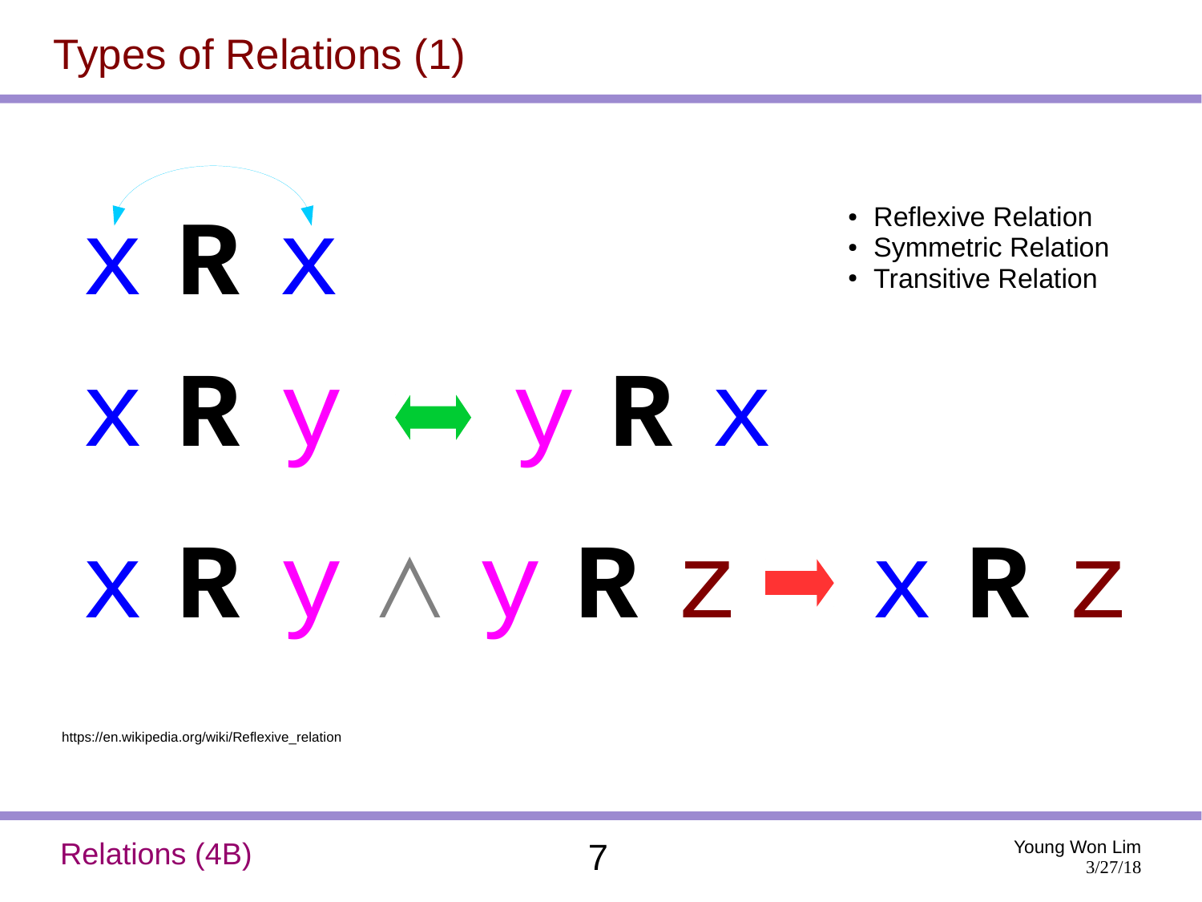# Types of Relations (1)

- Reflexive Relation
- Symmetric Relation
- Transitive Relation

$$x \; R \; x$$

$$x \; R \; y \leftrightarrow y \; R \; x$$

$$x \; R \; y \wedge y \; R \; z \rightarrow x \; R \; z$$

https://en.wikipedia.org/wiki/Reflexive_relation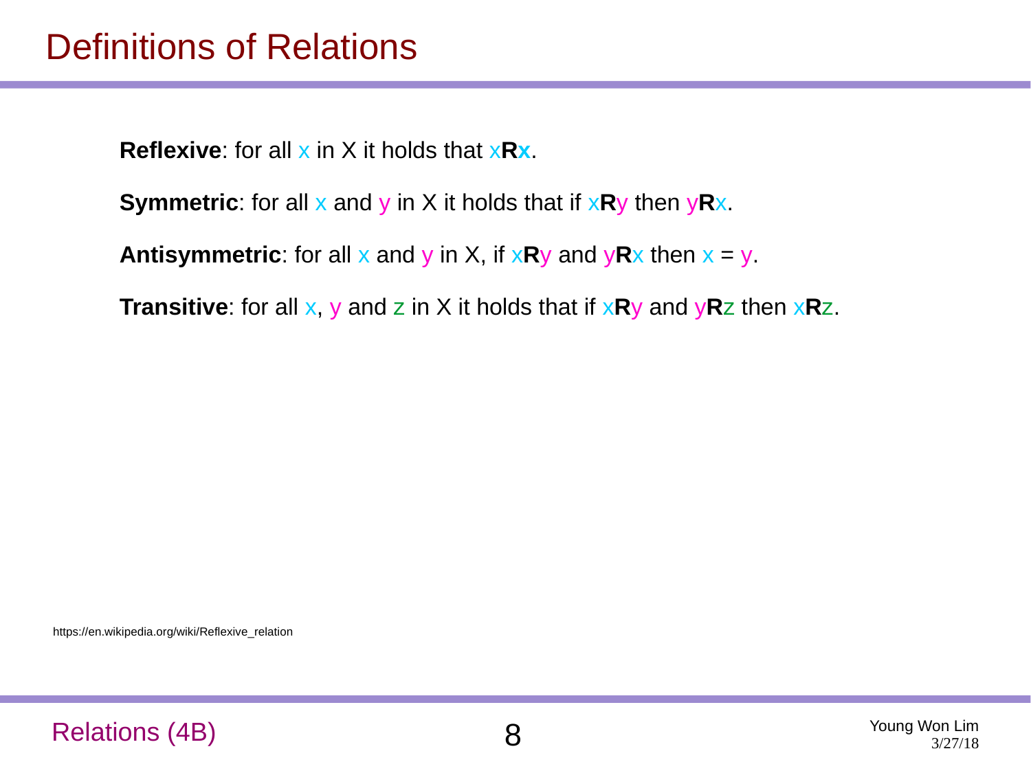# Definitions of Relations

**Reflexive**: for all $x$ in X it holds that $x\mathbf{R}x$.

**Symmetric**: for all $x$ and $y$ in X it holds that if $x\mathbf{R}y$ then $y\mathbf{R}x$.

**Antisymmetric**: for all $x$ and $y$ in X, if $x\mathbf{R}y$ and $y\mathbf{R}x$ then $x = y$.

**Transitive**: for all $x$, $y$ and $z$ in X it holds that if $x\mathbf{R}y$ and $y\mathbf{R}z$ then $x\mathbf{R}z$.

https://en.wikipedia.org/wiki/Reflexive_relation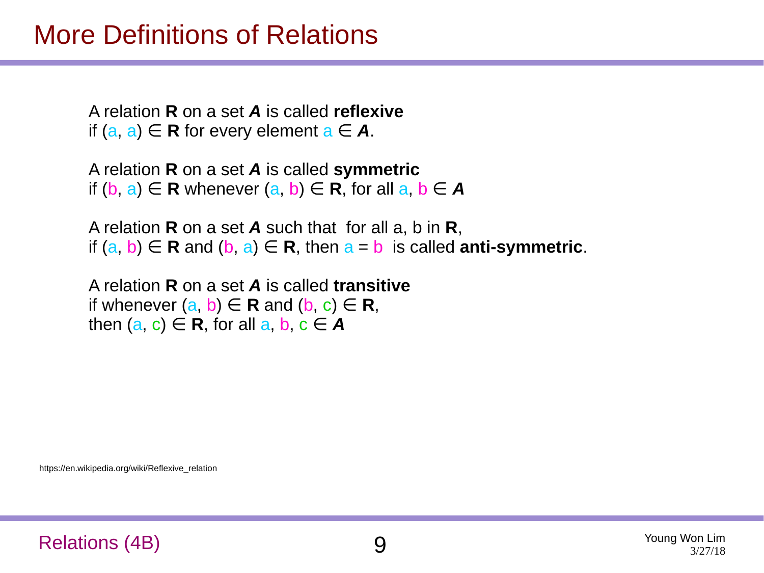# More Definitions of Relations

A relation **R** on a set ***A*** is called **reflexive**
if $(a, a) \in$ **R** for every element $a \in$ ***A***.

A relation **R** on a set ***A*** is called **symmetric**
if $(b, a) \in$ **R** whenever $(a, b) \in$ **R**, for all $a, b \in$ ***A***

A relation **R** on a set ***A*** such that for all a, b in **R**,
if $(a, b) \in$ **R** and $(b, a) \in$ **R**, then $a = b$ is called **anti-symmetric**.

A relation **R** on a set ***A*** is called **transitive**
if whenever $(a, b) \in$ **R** and $(b, c) \in$ **R**,
then $(a, c) \in$ **R**, for all $a, b, c \in$ ***A***

https://en.wikipedia.org/wiki/Reflexive_relation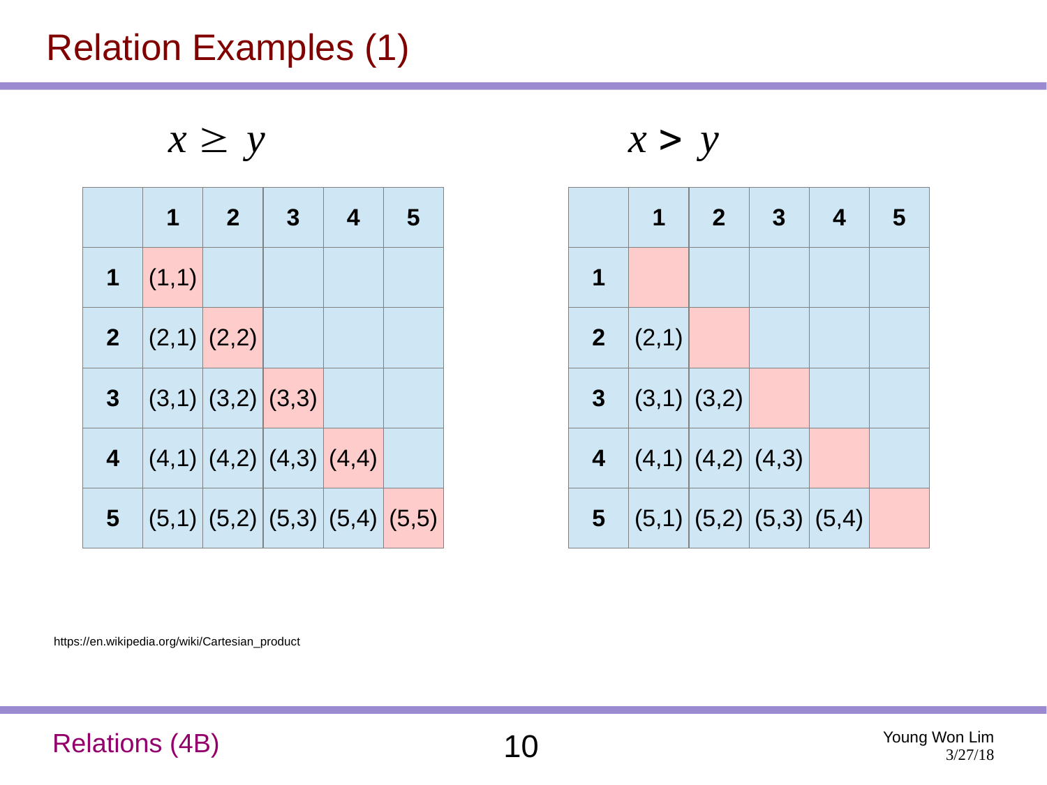# Relation Examples (1)

$x \geq y$

| | 1 | 2 | 3 | 4 | 5 |
|---|---|---|---|---|---|
| **1** | (1,1) | | | | |
| **2** | (2,1) | (2,2) | | | |
| **3** | (3,1) | (3,2) | (3,3) | | |
| **4** | (4,1) | (4,2) | (4,3) | (4,4) | |
| **5** | (5,1) | (5,2) | (5,3) | (5,4) | (5,5) |

$x > y$

| | 1 | 2 | 3 | 4 | 5 |
|---|---|---|---|---|---|
| **1** | | | | | |
| **2** | (2,1) | | | | |
| **3** | (3,1) | (3,2) | | | |
| **4** | (4,1) | (4,2) | (4,3) | | |
| **5** | (5,1) | (5,2) | (5,3) | (5,4) | |

https://en.wikipedia.org/wiki/Cartesian_product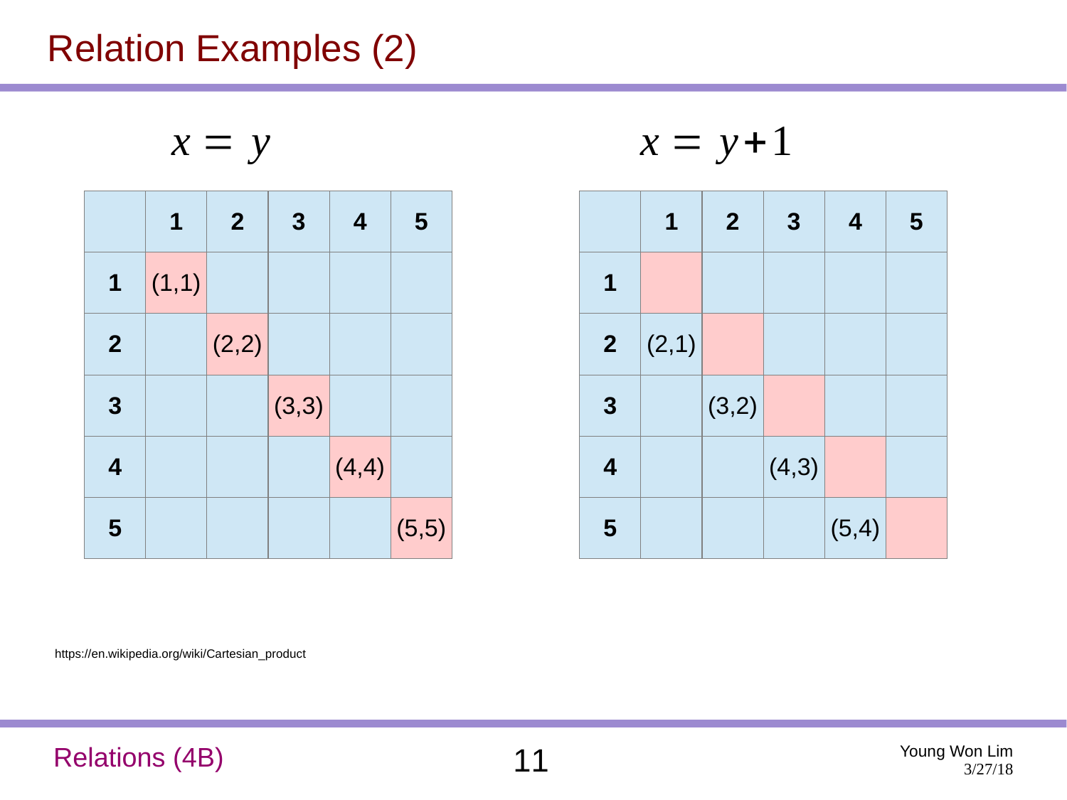# Relation Examples (2)

$$x = y$$

| | **1** | **2** | **3** | **4** | **5** |
|---|---|---|---|---|---|
| **1** | (1,1) | | | | |
| **2** | | (2,2) | | | |
| **3** | | | (3,3) | | |
| **4** | | | | (4,4) | |
| **5** | | | | | (5,5) |

$$x = y + 1$$

| | **1** | **2** | **3** | **4** | **5** |
|---|---|---|---|---|---|
| **1** | | | | | |
| **2** | (2,1) | | | | |
| **3** | | (3,2) | | | |
| **4** | | | (4,3) | | |
| **5** | | | | (5,4) | |

https://en.wikipedia.org/wiki/Cartesian_product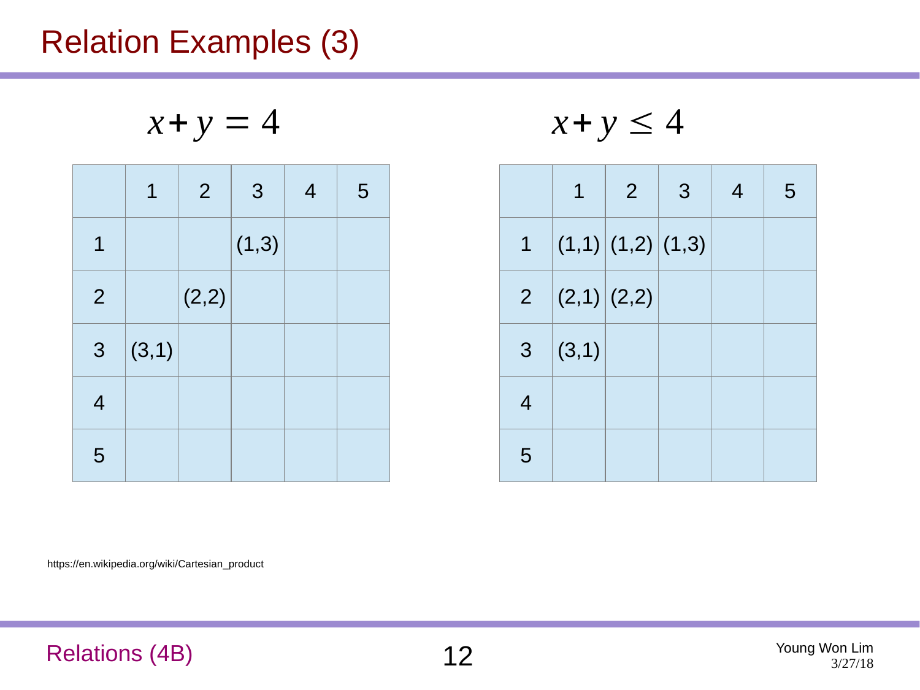# Relation Examples (3)

$$x + y = 4$$

| | 1 | 2 | 3 | 4 | 5 |
|---|---|---|---|---|---|
| 1 | | | (1,3) | | |
| 2 | | (2,2) | | | |
| 3 | (3,1) | | | | |
| 4 | | | | | |
| 5 | | | | | |

$$x + y \leq 4$$

| | 1 | 2 | 3 | 4 | 5 |
|---|---|---|---|---|---|
| 1 | (1,1) | (1,2) | (1,3) | | |
| 2 | (2,1) | (2,2) | | | |
| 3 | (3,1) | | | | |
| 4 | | | | | |
| 5 | | | | | |

https://en.wikipedia.org/wiki/Cartesian_product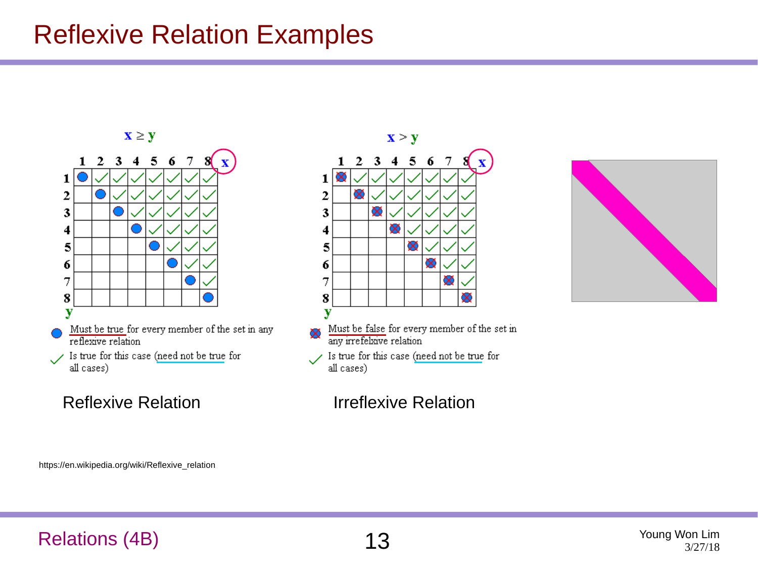# Reflexive Relation Examples

$\mathbf{x} \geq \mathbf{y}$

| | 1 | 2 | 3 | 4 | 5 | 6 | 7 | 8 x |
|---|---|---|---|---|---|---|---|---|
| 1 | ● | ✓ | ✓ | ✓ | ✓ | ✓ | ✓ | ✓ |
| 2 | | ● | ✓ | ✓ | ✓ | ✓ | ✓ | ✓ |
| 3 | | | ● | ✓ | ✓ | ✓ | ✓ | ✓ |
| 4 | | | | ● | ✓ | ✓ | ✓ | ✓ |
| 5 | | | | | ● | ✓ | ✓ | ✓ |
| 6 | | | | | | ● | ✓ | ✓ |
| 7 | | | | | | | ● | ✓ |
| 8 | | | | | | | | ● |
| y | | | | | | | | |

● Must be true for every member of the set in any reflexive relation

✓ Is true for this case (need not be true for all cases)

Reflexive Relation

$\mathbf{x} > \mathbf{y}$

| | 1 | 2 | 3 | 4 | 5 | 6 | 7 | 8 x |
|---|---|---|---|---|---|---|---|---|
| 1 | ⊗ | ✓ | ✓ | ✓ | ✓ | ✓ | ✓ | ✓ |
| 2 | | ⊗ | ✓ | ✓ | ✓ | ✓ | ✓ | ✓ |
| 3 | | | ⊗ | ✓ | ✓ | ✓ | ✓ | ✓ |
| 4 | | | | ⊗ | ✓ | ✓ | ✓ | ✓ |
| 5 | | | | | ⊗ | ✓ | ✓ | ✓ |
| 6 | | | | | | ⊗ | ✓ | ✓ |
| 7 | | | | | | | ⊗ | ✓ |
| 8 | | | | | | | | ⊗ |
| y | | | | | | | | |

⊗ Must be false for every member of the set in any irrefelxive relation

✓ Is true for this case (need not be true for all cases)

Irreflexive Relation

https://en.wikipedia.org/wiki/Reflexive_relation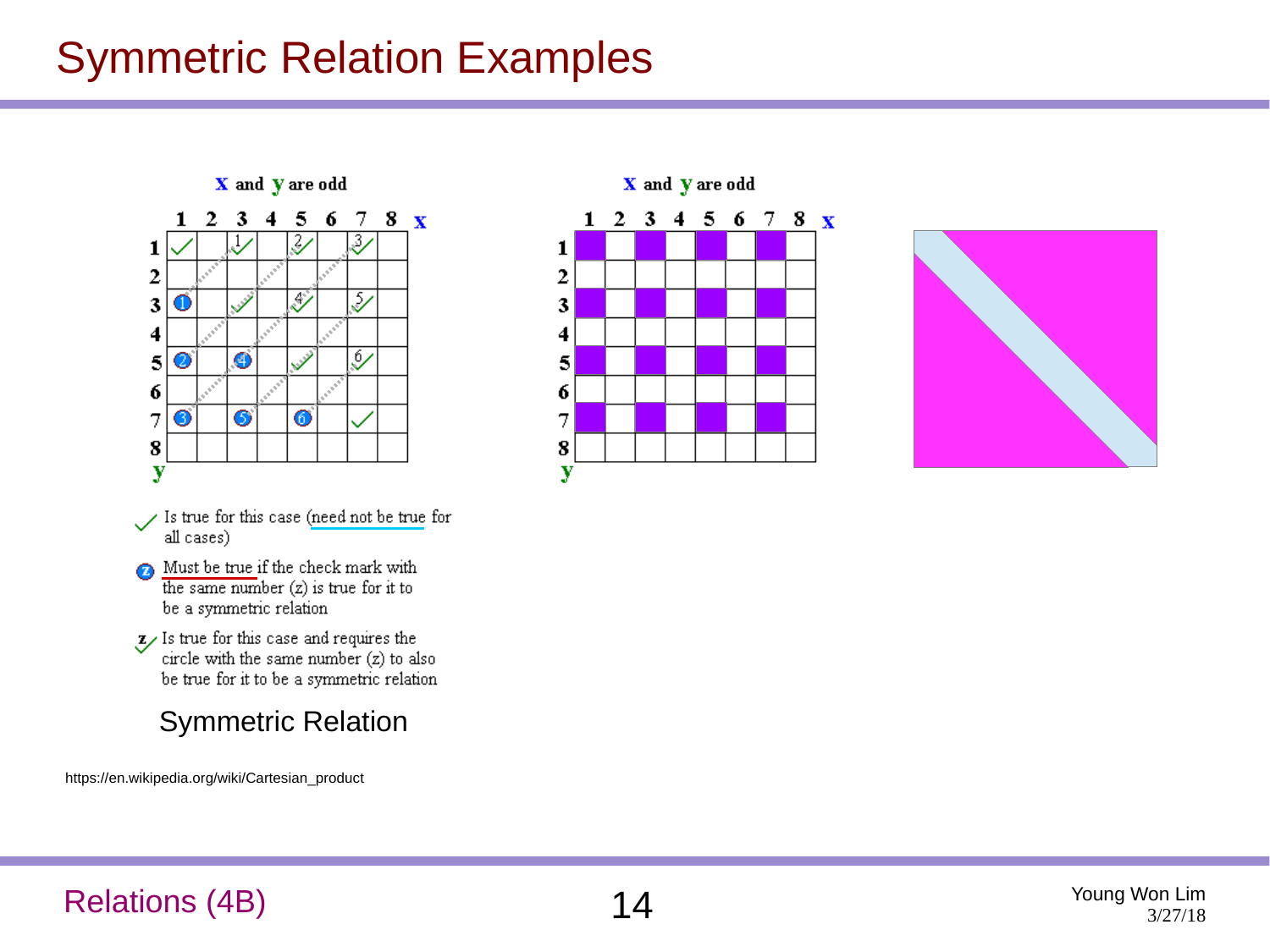# Symmetric Relation Examples

x and y are odd

x and y are odd

Is true for this case (need not be true for all cases)

Must be true if the check mark with the same number (z) is true for it to be a symmetric relation

Is true for this case and requires the circle with the same number (z) to also be true for it to be a symmetric relation

Symmetric Relation

https://en.wikipedia.org/wiki/Cartesian_product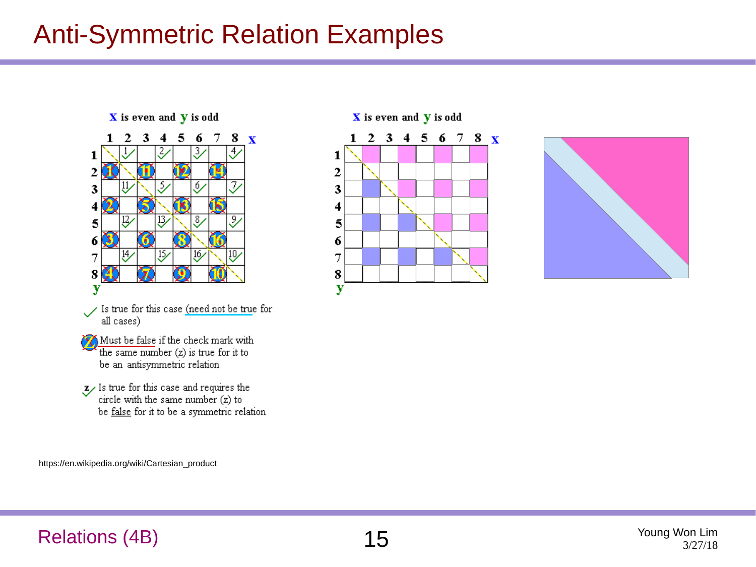# Anti-Symmetric Relation Examples

**x** is even and **y** is odd

**x** is even and **y** is odd

Is true for this case (need not be true for all cases)

Must be false if the check mark with the same number (z) is true for it to be an antisymmetric relation

Is true for this case and requires the circle with the same number (z) to be false for it to be a symmetric relation

https://en.wikipedia.org/wiki/Cartesian_product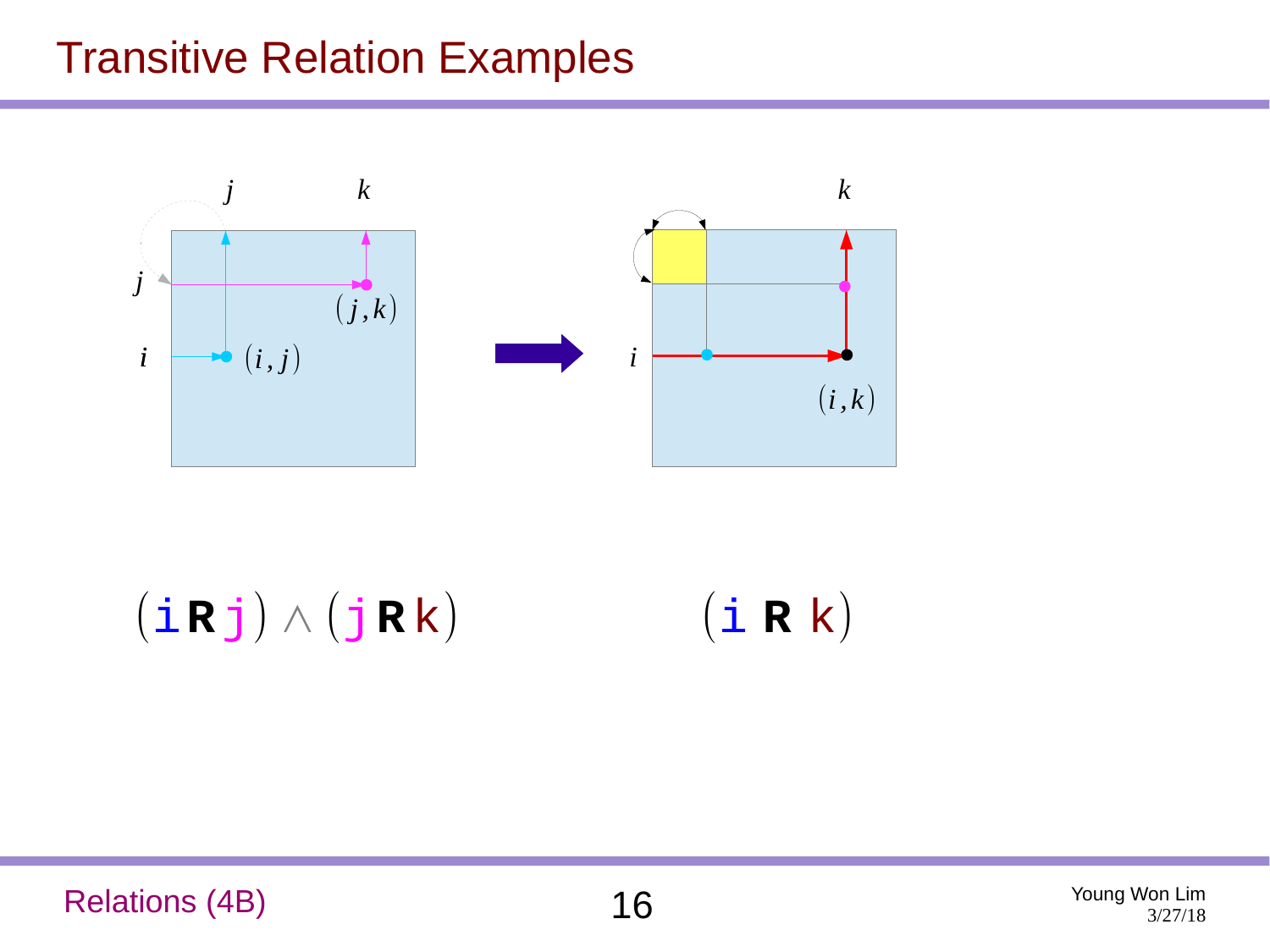# Transitive Relation Examples

$$(i\,\mathbf{R}\,j) \wedge (j\,\mathbf{R}\,k)$$

$$(i\,\mathbf{R}\,k)$$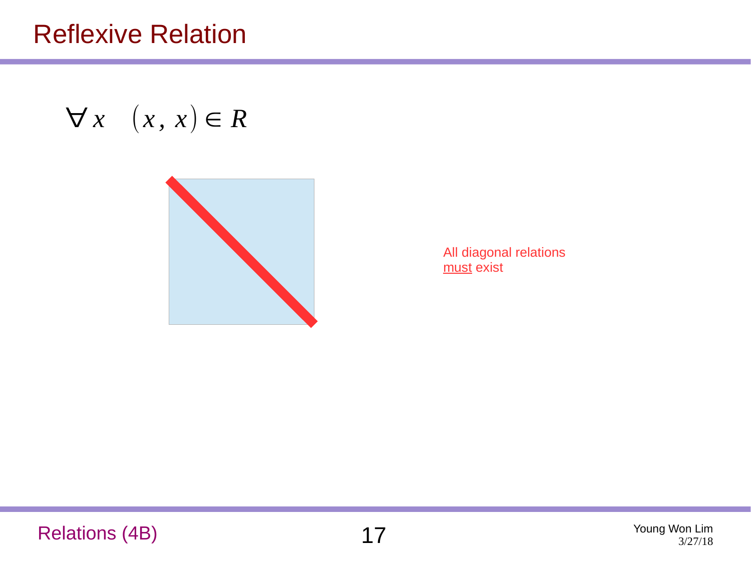# Reflexive Relation

$$\forall x \quad (x, x) \in R$$

All diagonal relations must exist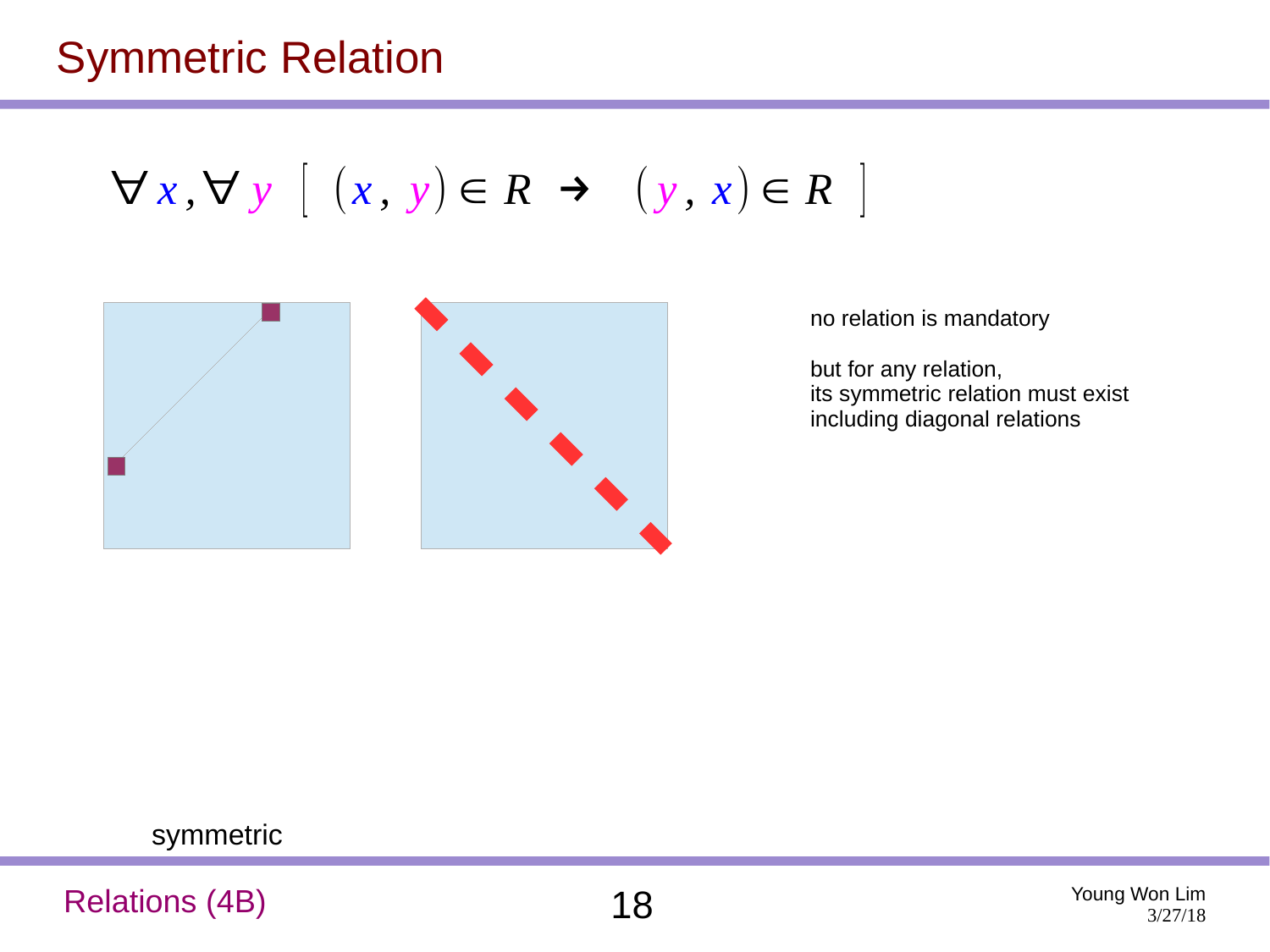# Symmetric Relation

$$\forall x, \forall y \; [\; (x, y) \in R \rightarrow (y, x) \in R \;]$$

no relation is mandatory

but for any relation,
its symmetric relation must exist
including diagonal relations

symmetric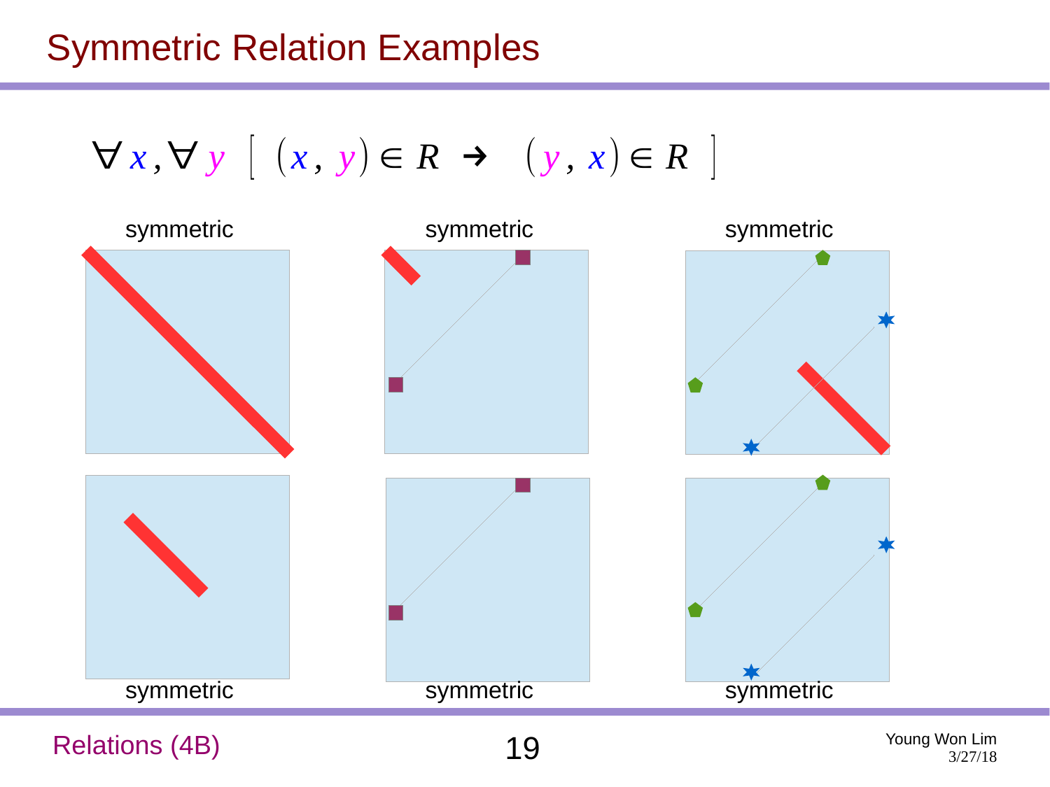# Symmetric Relation Examples

$$\forall x, \forall y \; [\; (x, y) \in R \;\rightarrow\; (y, x) \in R \;]$$

symmetric

symmetric

symmetric

symmetric

symmetric

symmetric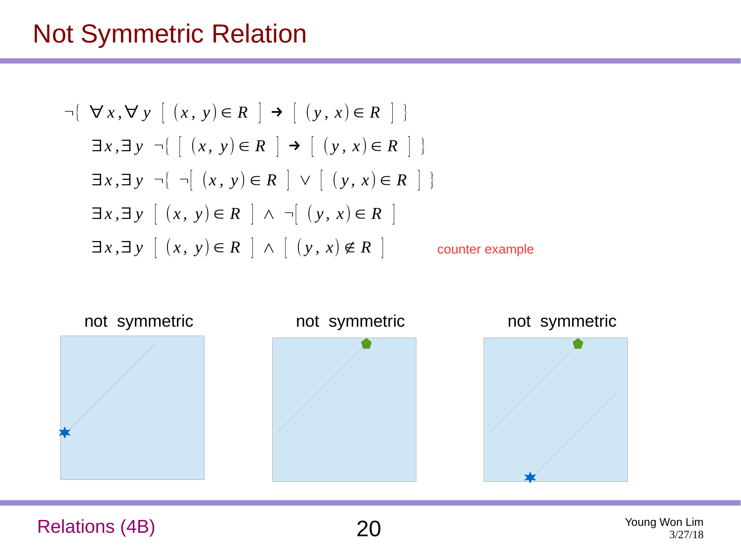# Not Symmetric Relation

$$\neg\{\ \forall x, \forall y\ [\ (x, y) \in R\ ] \rightarrow [\ (y, x) \in R\ ]\ \}$$

$$\exists x, \exists y\ \neg\{\ [\ (x, y) \in R\ ] \rightarrow [\ (y, x) \in R\ ]\ \}$$

$$\exists x, \exists y\ \neg\{\ \neg[\ (x, y) \in R\ ] \vee [\ (y, x) \in R\ ]\ \}$$

$$\exists x, \exists y\ [\ (x, y) \in R\ ] \wedge \neg[\ (y, x) \in R\ ]$$

$$\exists x, \exists y\ [\ (x, y) \in R\ ] \wedge [\ (y, x) \notin R\ ]$$

counter example

not symmetric

not symmetric

not symmetric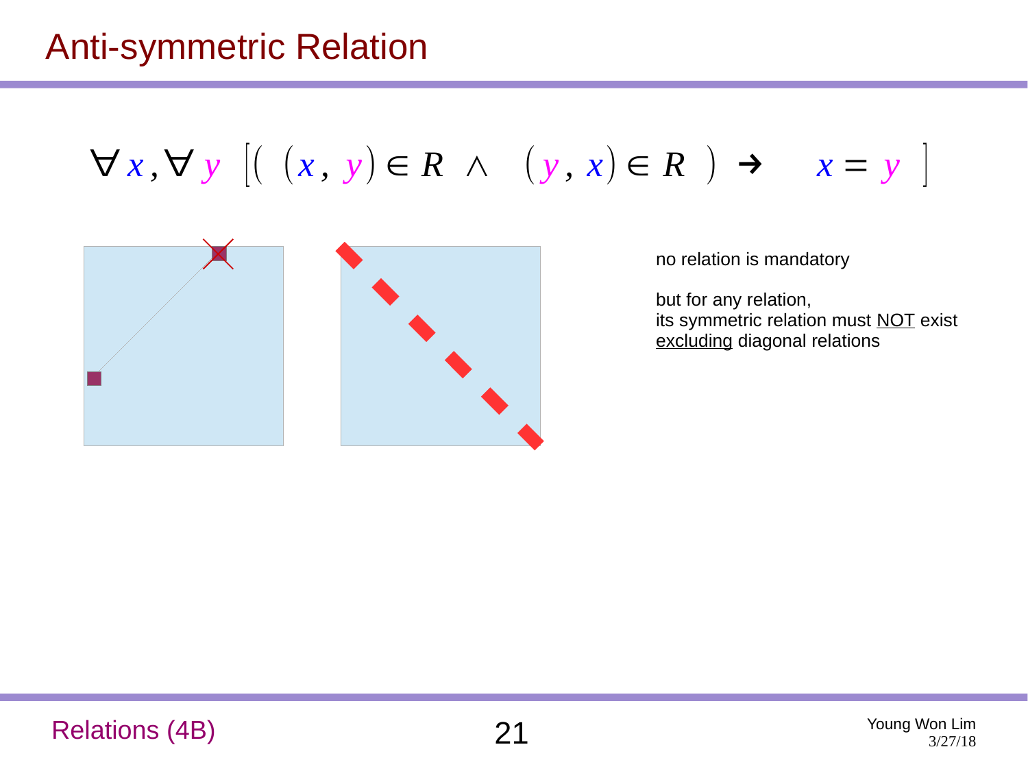# Anti-symmetric Relation

$$\forall x, \forall y \ \left[ \left( (x, y) \in R \ \wedge \ (y, x) \in R \right) \rightarrow \ x = y \right]$$

no relation is mandatory

but for any relation,
its symmetric relation must NOT exist
excluding diagonal relations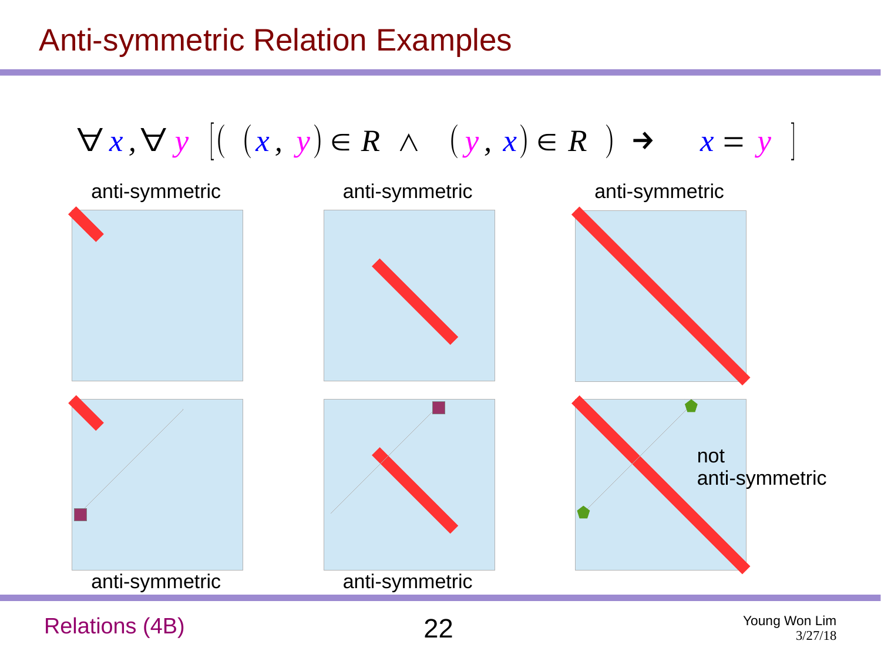# Anti-symmetric Relation Examples

$$\forall x, \forall y \; [( (x, y) \in R \;\wedge\; (y, x) \in R ) \rightarrow \; x = y ]$$

anti-symmetric

anti-symmetric

anti-symmetric

anti-symmetric

anti-symmetric

not anti-symmetric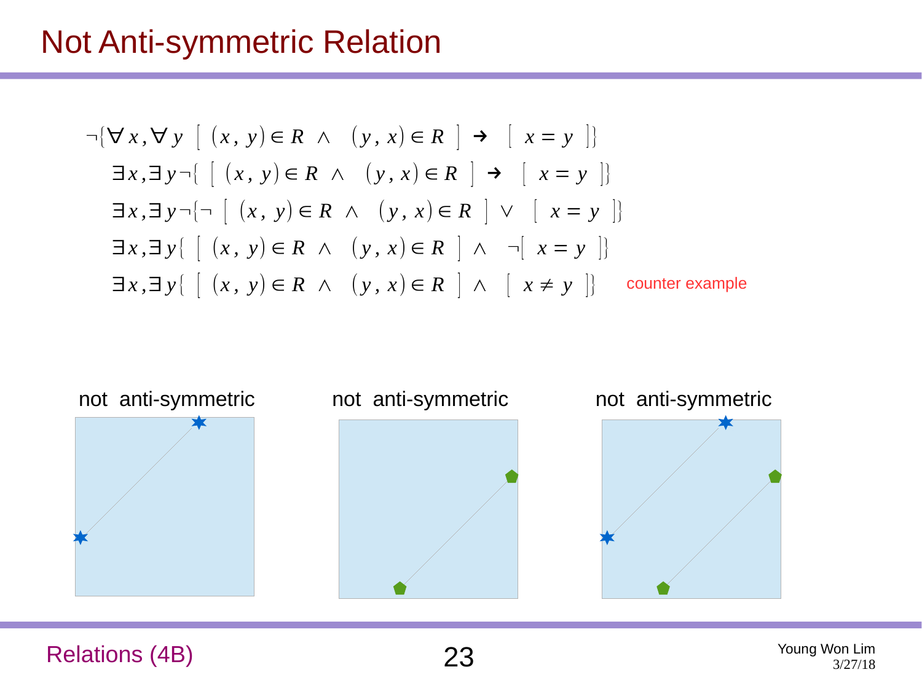# Not Anti-symmetric Relation

$$\neg\{\forall x, \forall y \; [\; (x, y) \in R \;\wedge\; (y, x) \in R \;] \rightarrow [\; x = y \;]\}$$

$$\exists x, \exists y \neg\{ \; [\; (x, y) \in R \;\wedge\; (y, x) \in R \;] \rightarrow [\; x = y \;]\}$$

$$\exists x, \exists y \neg\{\neg \; [\; (x, y) \in R \;\wedge\; (y, x) \in R \;] \vee [\; x = y \;]\}$$

$$\exists x, \exists y\{ \; [\; (x, y) \in R \;\wedge\; (y, x) \in R \;] \wedge \neg[\; x = y \;]\}$$

$$\exists x, \exists y\{ \; [\; (x, y) \in R \;\wedge\; (y, x) \in R \;] \wedge [\; x \neq y \;]\}$$

counter example

not anti-symmetric

not anti-symmetric

not anti-symmetric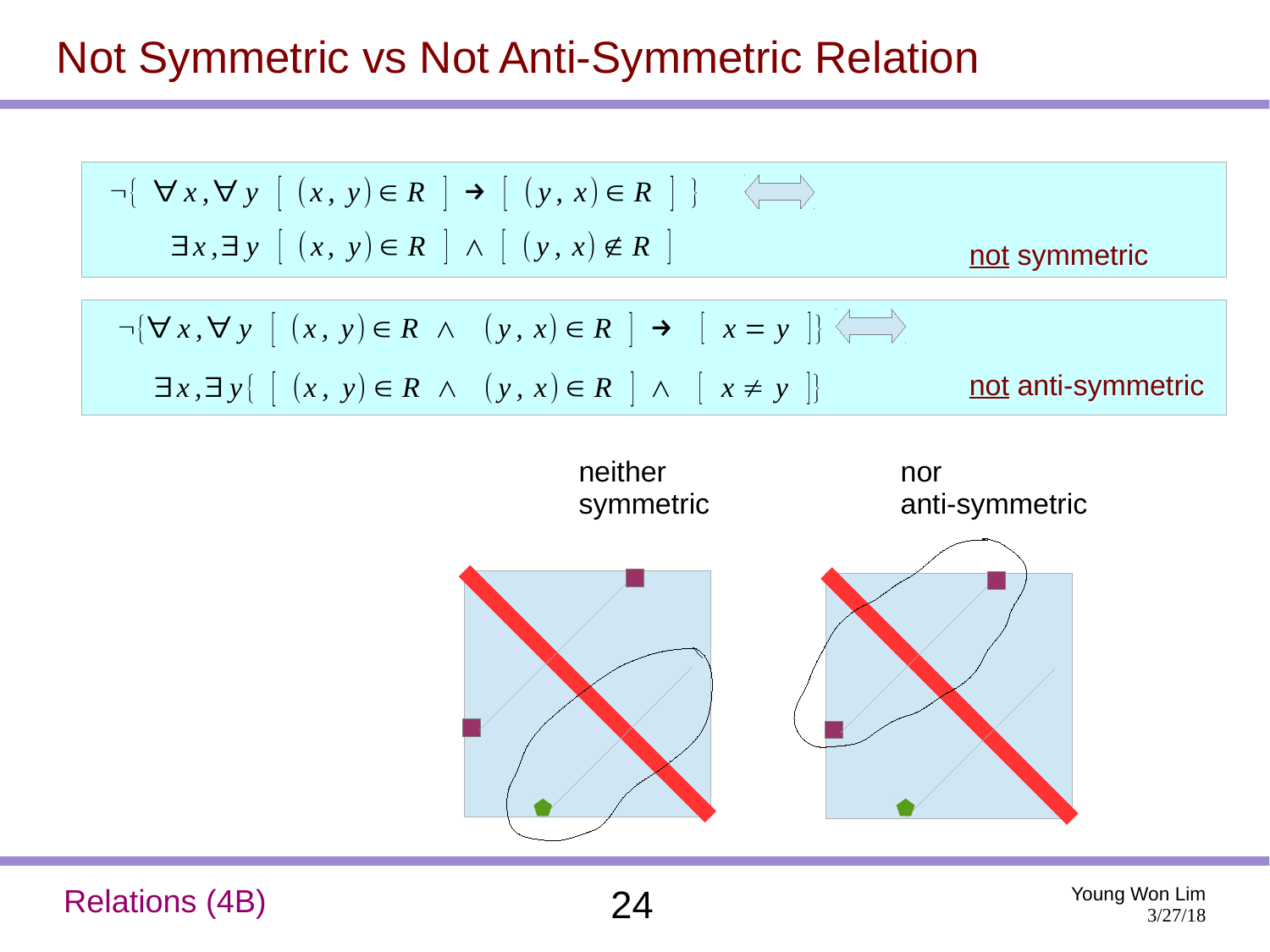# Not Symmetric vs Not Anti-Symmetric Relation

$$\neg\{\ \forall x, \forall y\ [\ (x,\ y) \in R\ ] \rightarrow [\ (y,\ x) \in R\ ]\ \} \iff$$

$$\exists x, \exists y\ [\ (x,\ y) \in R\ ] \wedge [\ (y,\ x) \notin R\ ]$$

not symmetric

$$\neg\{\forall x, \forall y\ [\ (x,\ y) \in R\ \wedge\ (y,\ x) \in R\ ] \rightarrow [\ x = y\ ]\} \iff$$

$$\exists x, \exists y\{\ [\ (x,\ y) \in R\ \wedge\ (y,\ x) \in R\ ] \wedge [\ x \neq y\ ]\}$$

not anti-symmetric

neither symmetric nor anti-symmetric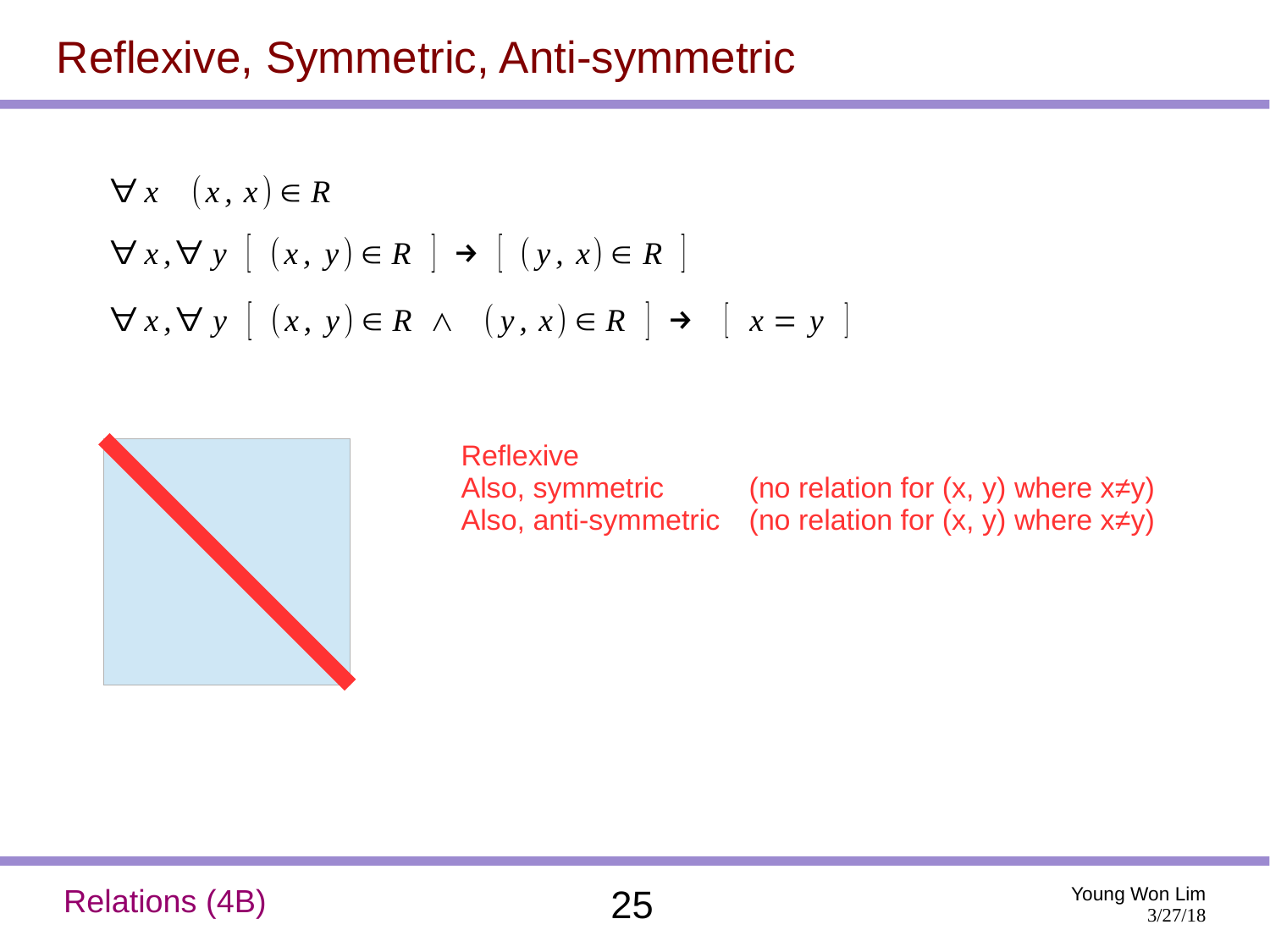# Reflexive, Symmetric, Anti-symmetric

$$\forall x \quad (x, x) \in R$$

$$\forall x, \forall y \; [\; (x, y) \in R \;] \rightarrow [\; (y, x) \in R \;]$$

$$\forall x, \forall y \; [\; (x, y) \in R \;\wedge\; (y, x) \in R \;] \rightarrow [\; x = y \;]$$

Reflexive
Also, symmetric (no relation for (x, y) where x≠y)
Also, anti-symmetric (no relation for (x, y) where x≠y)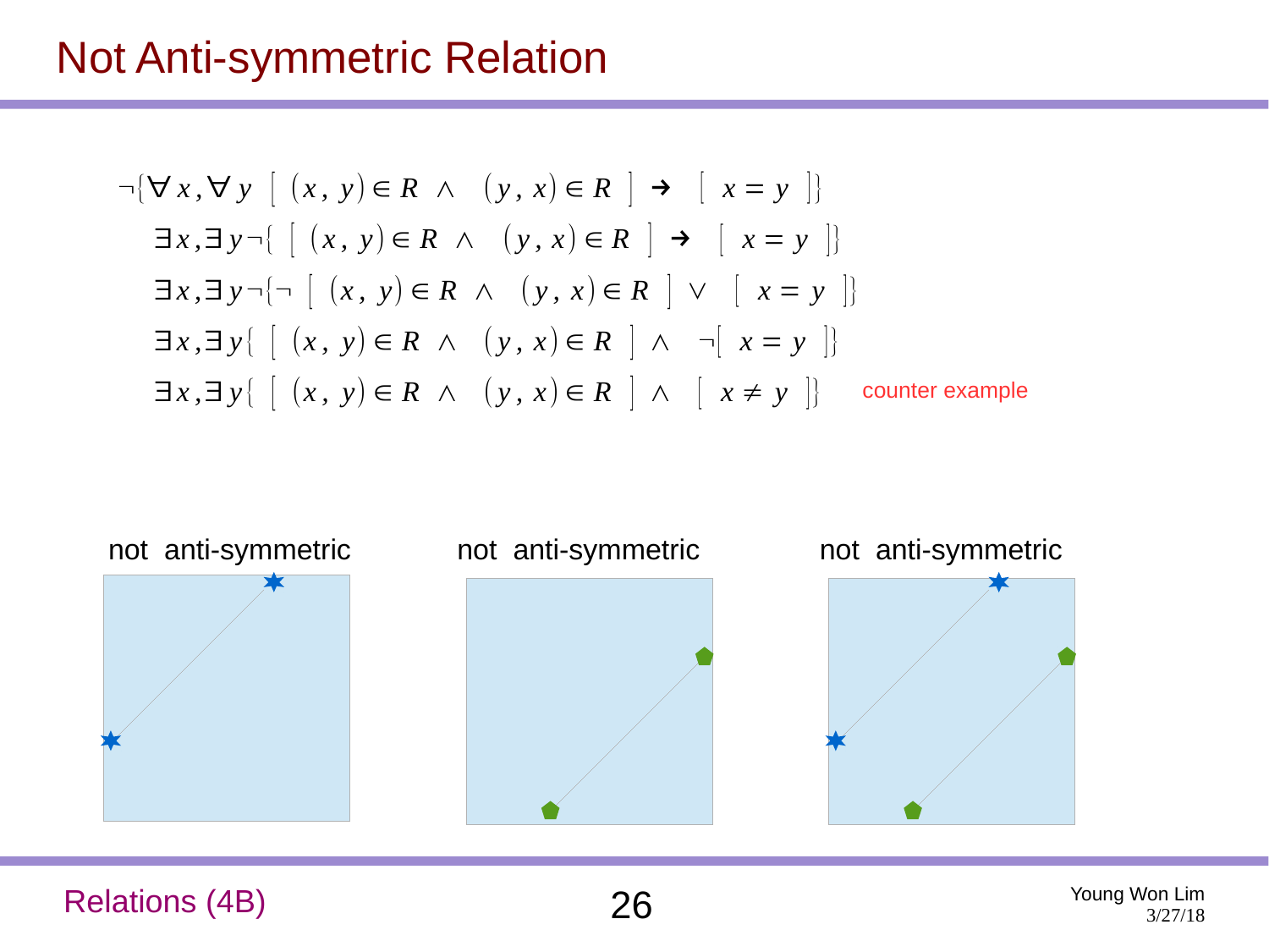# Not Anti-symmetric Relation

$$\neg\{\forall x, \forall y \; [\; (x, y) \in R \;\wedge\; (y, x) \in R \;] \rightarrow [\; x = y \;]\}$$

$$\exists x, \exists y \neg\{\; [\; (x, y) \in R \;\wedge\; (y, x) \in R \;] \rightarrow [\; x = y \;]\}$$

$$\exists x, \exists y \neg\{\neg\; [\; (x, y) \in R \;\wedge\; (y, x) \in R \;] \vee [\; x = y \;]\}$$

$$\exists x, \exists y \{\; [\; (x, y) \in R \;\wedge\; (y, x) \in R \;] \wedge \neg[\; x = y \;]\}$$

$$\exists x, \exists y \{\; [\; (x, y) \in R \;\wedge\; (y, x) \in R \;] \wedge [\; x \neq y \;]\}$$

counter example

not anti-symmetric

not anti-symmetric

not anti-symmetric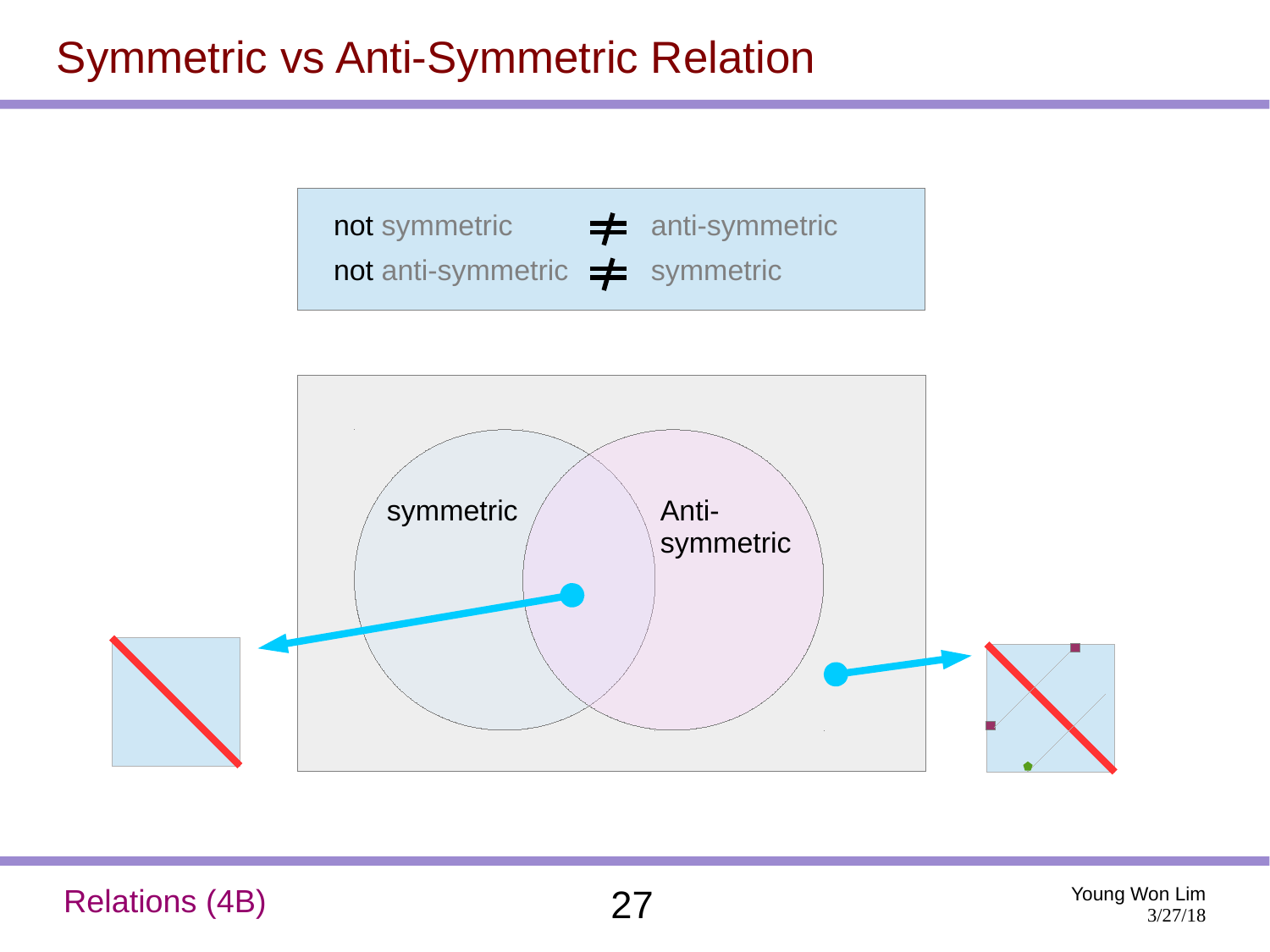# Symmetric vs Anti-Symmetric Relation

not symmetric $\neq$ anti-symmetric

not anti-symmetric $\neq$ symmetric

symmetric

Anti-symmetric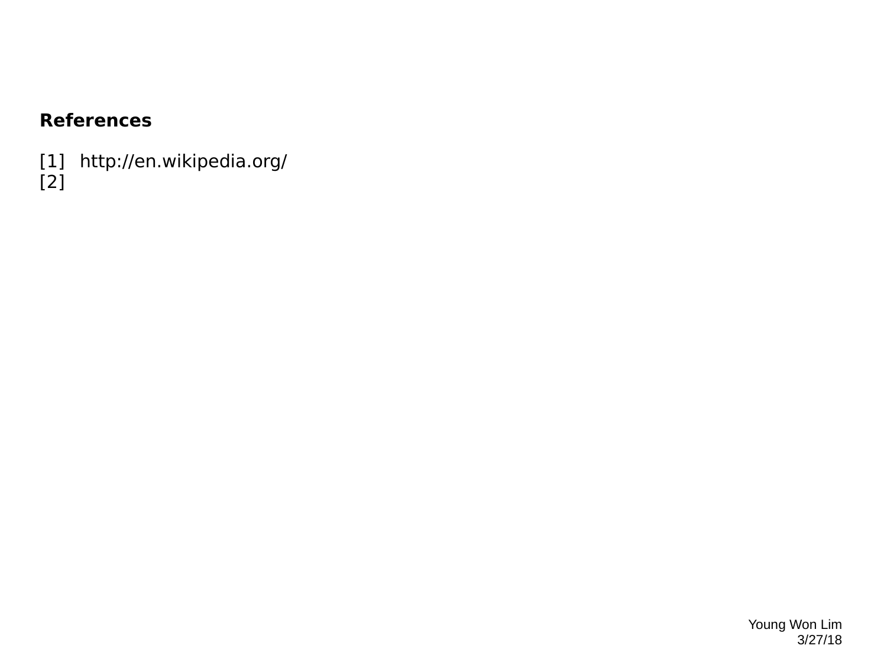**References**

[1] http://en.wikipedia.org/
[2]